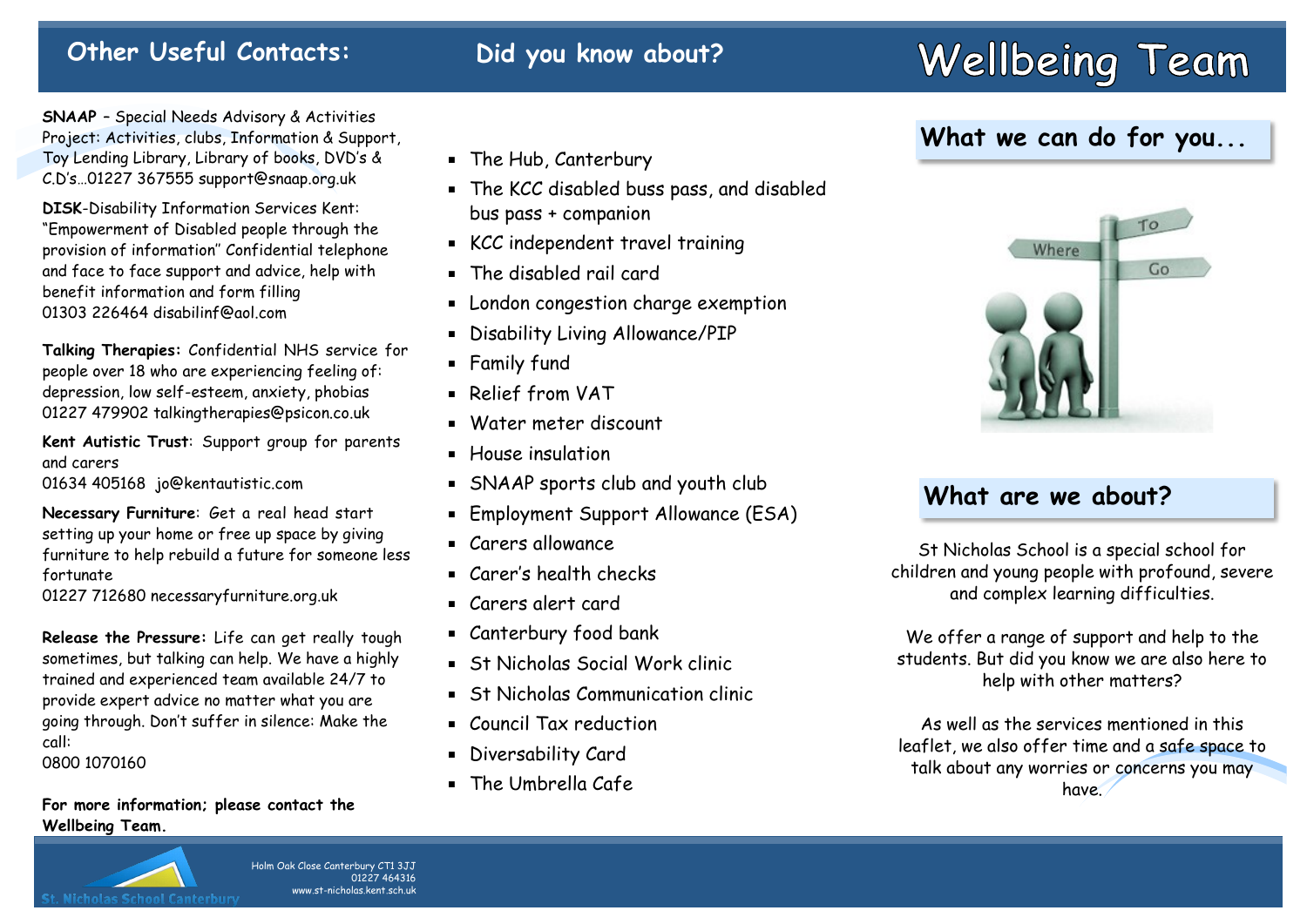## Other Useful Contacts:

**SNAAP** – Special Needs Advisory & Activities Project: Activities, clubs, Information & Support, Toy Lending Library, Library of books, DVD's & C.D's…01227 367555 support@snaap.org.uk

**DISK**-Disability Information Services Kent: "Empowerment of Disabled people through the provision of information" Confidential telephone and face to face support and advice, help with benefit information and form filling
01303 226464 disabilinf@aol.com

**Talking Therapies:** Confidential NHS service for people over 18 who are experiencing feeling of: depression, low self-esteem, anxiety, phobias
01227 479902 talkingtherapies@psicon.co.uk

**Kent Autistic Trust**: Support group for parents and carers
01634 405168 jo@kentautistic.com

**Necessary Furniture**: Get a real head start setting up your home or free up space by giving furniture to help rebuild a future for someone less fortunate
01227 712680 necessaryfurniture.org.uk

**Release the Pressure:** Life can get really tough sometimes, but talking can help. We have a highly trained and experienced team available 24/7 to provide expert advice no matter what you are going through. Don't suffer in silence: Make the call:
0800 1070160

**For more information; please contact the Wellbeing Team.**

## Did you know about?

- The Hub, Canterbury
- The KCC disabled buss pass, and disabled bus pass + companion
- KCC independent travel training
- The disabled rail card
- London congestion charge exemption
- Disability Living Allowance/PIP
- Family fund
- Relief from VAT
- Water meter discount
- House insulation
- SNAAP sports club and youth club
- Employment Support Allowance (ESA)
- Carers allowance
- Carer's health checks
- Carers alert card
- Canterbury food bank
- St Nicholas Social Work clinic
- St Nicholas Communication clinic
- Council Tax reduction
- Diversability Card
- The Umbrella Cafe

# Wellbeing Team

## What we can do for you...

## What are we about?

St Nicholas School is a special school for children and young people with profound, severe and complex learning difficulties.

We offer a range of support and help to the students. But did you know we are also here to help with other matters?

As well as the services mentioned in this leaflet, we also offer time and a safe space to talk about any worries or concerns you may have.

St. Nicholas School Canterbury

Holm Oak Close Canterbury CT1 3JJ
01227 464316
www.st-nicholas.kent.sch.uk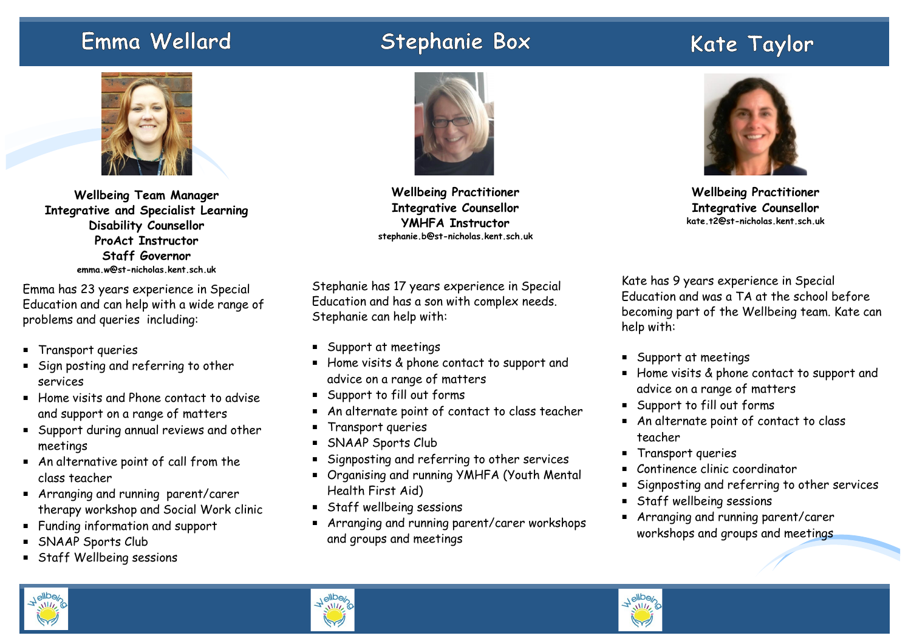## Emma Wellard

**Wellbeing Team Manager**
**Integrative and Specialist Learning Disability Counsellor**
**ProAct Instructor**
**Staff Governor**
**emma.w@st-nicholas.kent.sch.uk**

Emma has 23 years experience in Special Education and can help with a wide range of problems and queries including:

- Transport queries
- Sign posting and referring to other services
- Home visits and Phone contact to advise and support on a range of matters
- Support during annual reviews and other meetings
- An alternative point of call from the class teacher
- Arranging and running parent/carer therapy workshop and Social Work clinic
- Funding information and support
- SNAAP Sports Club
- Staff Wellbeing sessions

## Stephanie Box

**Wellbeing Practitioner**
**Integrative Counsellor**
**YMHFA Instructor**
**stephanie.b@st-nicholas.kent.sch.uk**

Stephanie has 17 years experience in Special Education and has a son with complex needs. Stephanie can help with:

- Support at meetings
- Home visits & phone contact to support and advice on a range of matters
- Support to fill out forms
- An alternate point of contact to class teacher
- Transport queries
- SNAAP Sports Club
- Signposting and referring to other services
- Organising and running YMHFA (Youth Mental Health First Aid)
- Staff wellbeing sessions
- Arranging and running parent/carer workshops and groups and meetings

## Kate Taylor

**Wellbeing Practitioner**
**Integrative Counsellor**
**kate.t2@st-nicholas.kent.sch.uk**

Kate has 9 years experience in Special Education and was a TA at the school before becoming part of the Wellbeing team. Kate can help with:

- Support at meetings
- Home visits & phone contact to support and advice on a range of matters
- Support to fill out forms
- An alternate point of contact to class teacher
- Transport queries
- Continence clinic coordinator
- Signposting and referring to other services
- Staff wellbeing sessions
- Arranging and running parent/carer workshops and groups and meetings